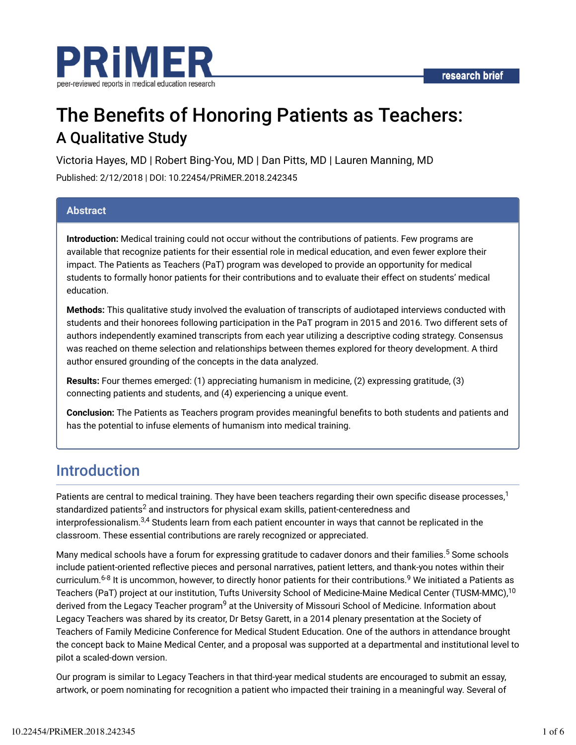PRiMER

peer-reviewed reports in medical education research

research brief

# The Benefits of Honoring Patients as Teachers:

## A Qualitative Study

Victoria Hayes, MD | Robert Bing-You, MD | Dan Pitts, MD | Lauren Manning, MD

Published: 2/12/2018 | DOI: 10.22454/PRiMER.2018.242345

## Abstract

**Introduction:** Medical training could not occur without the contributions of patients. Few programs are available that recognize patients for their essential role in medical education, and even fewer explore their impact. The Patients as Teachers (PaT) program was developed to provide an opportunity for medical students to formally honor patients for their contributions and to evaluate their effect on students' medical education.

**Methods:** This qualitative study involved the evaluation of transcripts of audiotaped interviews conducted with students and their honorees following participation in the PaT program in 2015 and 2016. Two different sets of authors independently examined transcripts from each year utilizing a descriptive coding strategy. Consensus was reached on theme selection and relationships between themes explored for theory development. A third author ensured grounding of the concepts in the data analyzed.

**Results:** Four themes emerged: (1) appreciating humanism in medicine, (2) expressing gratitude, (3) connecting patients and students, and (4) experiencing a unique event.

**Conclusion:** The Patients as Teachers program provides meaningful benefits to both students and patients and has the potential to infuse elements of humanism into medical training.

## Introduction

Patients are central to medical training. They have been teachers regarding their own specific disease processes,[1] standardized patients[2] and instructors for physical exam skills, patient-centeredness and interprofessionalism.[3,4] Students learn from each patient encounter in ways that cannot be replicated in the classroom. These essential contributions are rarely recognized or appreciated.

Many medical schools have a forum for expressing gratitude to cadaver donors and their families.[5] Some schools include patient-oriented reflective pieces and personal narratives, patient letters, and thank-you notes within their curriculum.[6-8] It is uncommon, however, to directly honor patients for their contributions.[9] We initiated a Patients as Teachers (PaT) project at our institution, Tufts University School of Medicine-Maine Medical Center (TUSM-MMC),[10] derived from the Legacy Teacher program[9] at the University of Missouri School of Medicine. Information about Legacy Teachers was shared by its creator, Dr Betsy Garett, in a 2014 plenary presentation at the Society of Teachers of Family Medicine Conference for Medical Student Education. One of the authors in attendance brought the concept back to Maine Medical Center, and a proposal was supported at a departmental and institutional level to pilot a scaled-down version.

Our program is similar to Legacy Teachers in that third-year medical students are encouraged to submit an essay, artwork, or poem nominating for recognition a patient who impacted their training in a meaningful way. Several of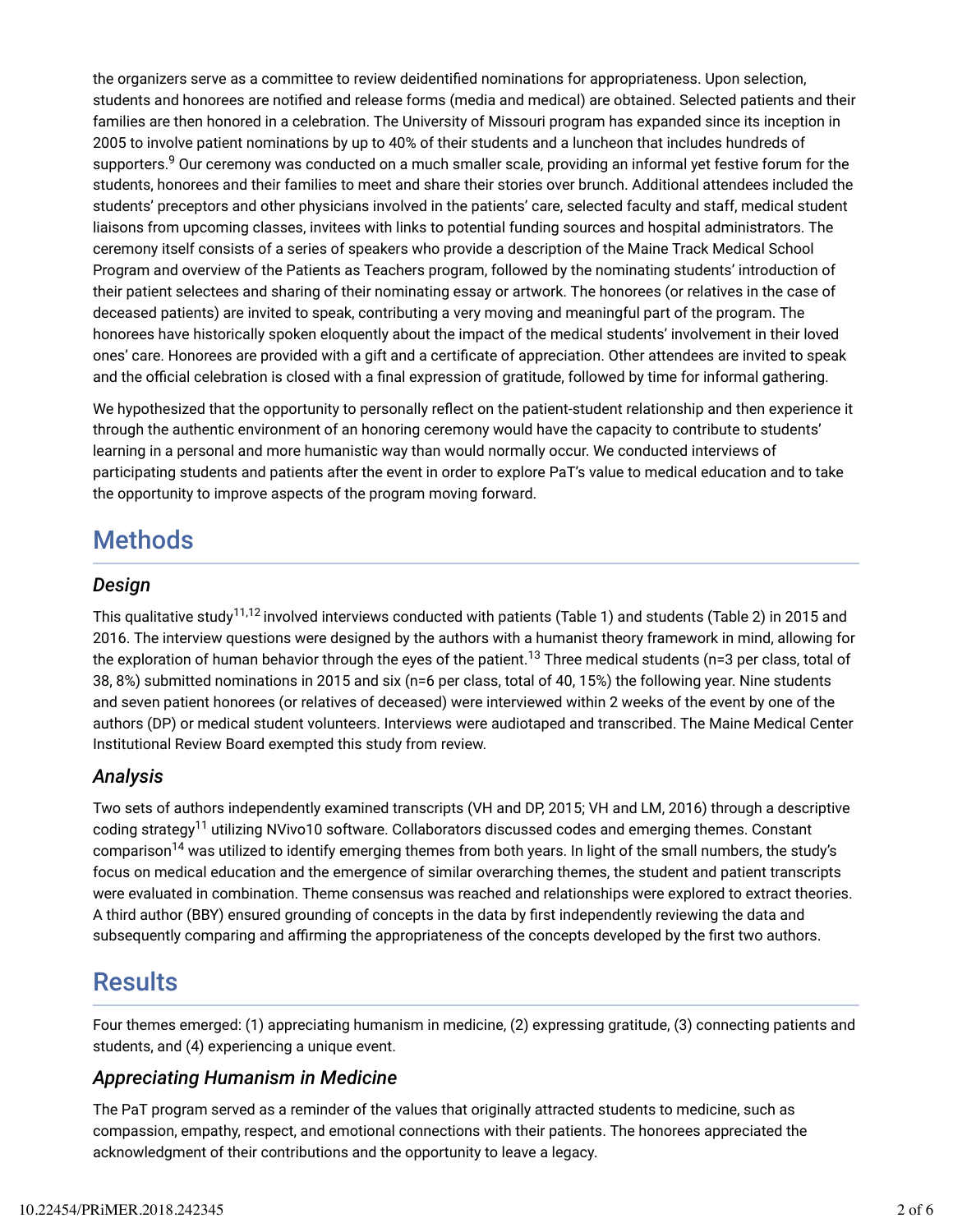the organizers serve as a committee to review deidentified nominations for appropriateness. Upon selection, students and honorees are notified and release forms (media and medical) are obtained. Selected patients and their families are then honored in a celebration. The University of Missouri program has expanded since its inception in 2005 to involve patient nominations by up to 40% of their students and a luncheon that includes hundreds of supporters.[9] Our ceremony was conducted on a much smaller scale, providing an informal yet festive forum for the students, honorees and their families to meet and share their stories over brunch. Additional attendees included the students' preceptors and other physicians involved in the patients' care, selected faculty and staff, medical student liaisons from upcoming classes, invitees with links to potential funding sources and hospital administrators. The ceremony itself consists of a series of speakers who provide a description of the Maine Track Medical School Program and overview of the Patients as Teachers program, followed by the nominating students' introduction of their patient selectees and sharing of their nominating essay or artwork. The honorees (or relatives in the case of deceased patients) are invited to speak, contributing a very moving and meaningful part of the program. The honorees have historically spoken eloquently about the impact of the medical students' involvement in their loved ones' care. Honorees are provided with a gift and a certificate of appreciation. Other attendees are invited to speak and the official celebration is closed with a final expression of gratitude, followed by time for informal gathering.

We hypothesized that the opportunity to personally reflect on the patient-student relationship and then experience it through the authentic environment of an honoring ceremony would have the capacity to contribute to students' learning in a personal and more humanistic way than would normally occur. We conducted interviews of participating students and patients after the event in order to explore PaT's value to medical education and to take the opportunity to improve aspects of the program moving forward.

# Methods

## *Design*

This qualitative study[11,12] involved interviews conducted with patients (Table 1) and students (Table 2) in 2015 and 2016. The interview questions were designed by the authors with a humanist theory framework in mind, allowing for the exploration of human behavior through the eyes of the patient.[13] Three medical students (n=3 per class, total of 38, 8%) submitted nominations in 2015 and six (n=6 per class, total of 40, 15%) the following year. Nine students and seven patient honorees (or relatives of deceased) were interviewed within 2 weeks of the event by one of the authors (DP) or medical student volunteers. Interviews were audiotaped and transcribed. The Maine Medical Center Institutional Review Board exempted this study from review.

## *Analysis*

Two sets of authors independently examined transcripts (VH and DP, 2015; VH and LM, 2016) through a descriptive coding strategy[11] utilizing NVivo10 software. Collaborators discussed codes and emerging themes. Constant comparison[14] was utilized to identify emerging themes from both years. In light of the small numbers, the study's focus on medical education and the emergence of similar overarching themes, the student and patient transcripts were evaluated in combination. Theme consensus was reached and relationships were explored to extract theories. A third author (BBY) ensured grounding of concepts in the data by first independently reviewing the data and subsequently comparing and affirming the appropriateness of the concepts developed by the first two authors.

# Results

Four themes emerged: (1) appreciating humanism in medicine, (2) expressing gratitude, (3) connecting patients and students, and (4) experiencing a unique event.

## *Appreciating Humanism in Medicine*

The PaT program served as a reminder of the values that originally attracted students to medicine, such as compassion, empathy, respect, and emotional connections with their patients. The honorees appreciated the acknowledgment of their contributions and the opportunity to leave a legacy.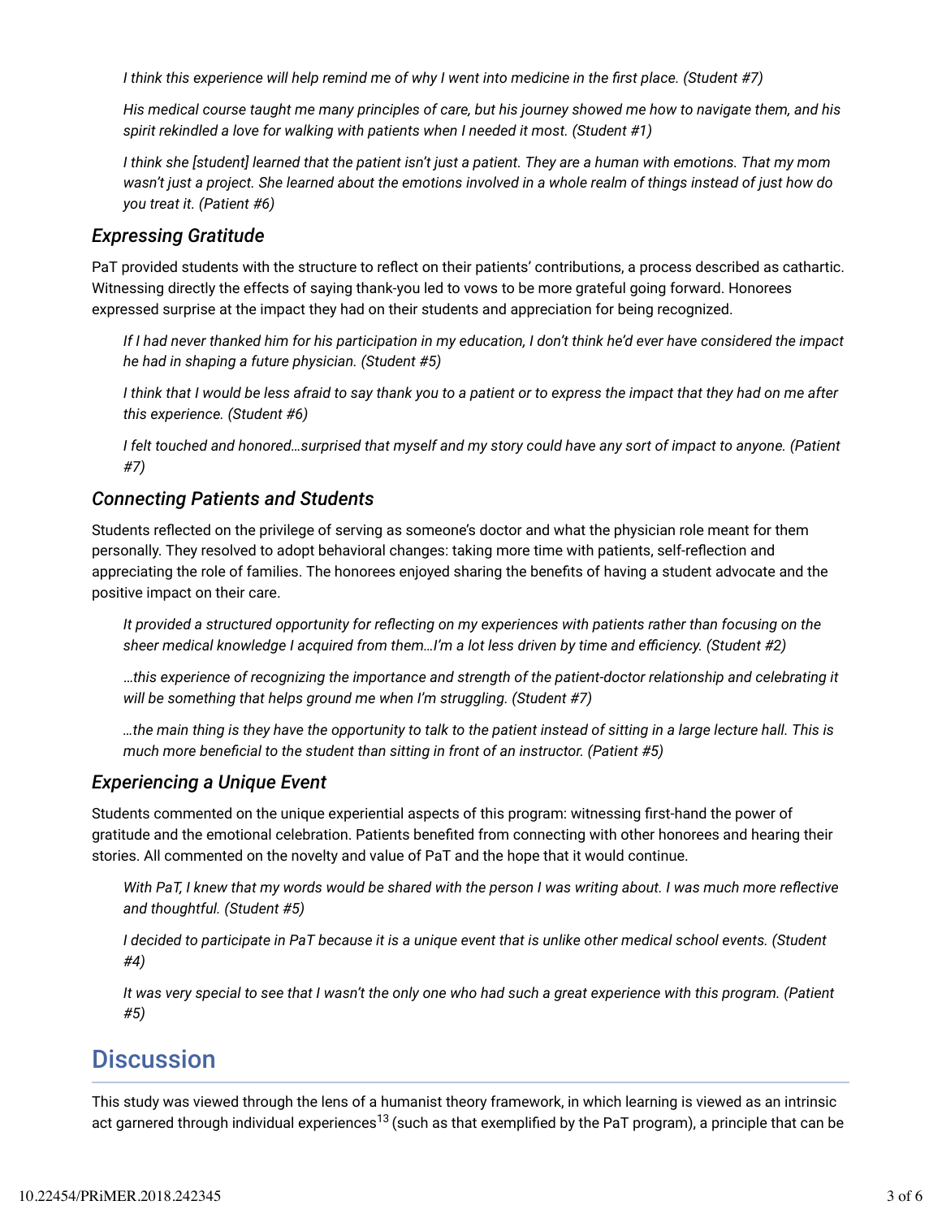*I think this experience will help remind me of why I went into medicine in the first place. (Student #7)*

*His medical course taught me many principles of care, but his journey showed me how to navigate them, and his spirit rekindled a love for walking with patients when I needed it most. (Student #1)*

*I think she [student] learned that the patient isn't just a patient. They are a human with emotions. That my mom wasn't just a project. She learned about the emotions involved in a whole realm of things instead of just how do you treat it. (Patient #6)*

### *Expressing Gratitude*

PaT provided students with the structure to reflect on their patients' contributions, a process described as cathartic. Witnessing directly the effects of saying thank-you led to vows to be more grateful going forward. Honorees expressed surprise at the impact they had on their students and appreciation for being recognized.

*If I had never thanked him for his participation in my education, I don't think he'd ever have considered the impact he had in shaping a future physician. (Student #5)*

*I think that I would be less afraid to say thank you to a patient or to express the impact that they had on me after this experience. (Student #6)*

*I felt touched and honored…surprised that myself and my story could have any sort of impact to anyone. (Patient #7)*

### *Connecting Patients and Students*

Students reflected on the privilege of serving as someone's doctor and what the physician role meant for them personally. They resolved to adopt behavioral changes: taking more time with patients, self-reflection and appreciating the role of families. The honorees enjoyed sharing the benefits of having a student advocate and the positive impact on their care.

*It provided a structured opportunity for reflecting on my experiences with patients rather than focusing on the sheer medical knowledge I acquired from them…I'm a lot less driven by time and efficiency. (Student #2)*

*…this experience of recognizing the importance and strength of the patient-doctor relationship and celebrating it will be something that helps ground me when I'm struggling. (Student #7)*

*…the main thing is they have the opportunity to talk to the patient instead of sitting in a large lecture hall. This is much more beneficial to the student than sitting in front of an instructor. (Patient #5)*

### *Experiencing a Unique Event*

Students commented on the unique experiential aspects of this program: witnessing first-hand the power of gratitude and the emotional celebration. Patients benefited from connecting with other honorees and hearing their stories. All commented on the novelty and value of PaT and the hope that it would continue.

*With PaT, I knew that my words would be shared with the person I was writing about. I was much more reflective and thoughtful. (Student #5)*

*I decided to participate in PaT because it is a unique event that is unlike other medical school events. (Student #4)*

*It was very special to see that I wasn't the only one who had such a great experience with this program. (Patient #5)*

## Discussion

This study was viewed through the lens of a humanist theory framework, in which learning is viewed as an intrinsic act garnered through individual experiences[13] (such as that exemplified by the PaT program), a principle that can be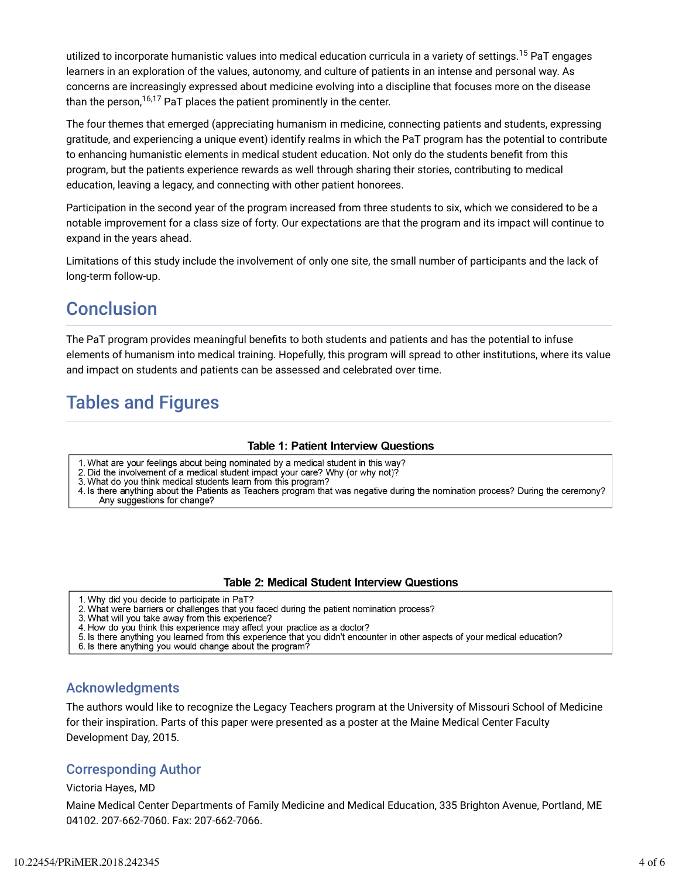utilized to incorporate humanistic values into medical education curricula in a variety of settings.[15] PaT engages learners in an exploration of the values, autonomy, and culture of patients in an intense and personal way. As concerns are increasingly expressed about medicine evolving into a discipline that focuses more on the disease than the person,[16,17] PaT places the patient prominently in the center.

The four themes that emerged (appreciating humanism in medicine, connecting patients and students, expressing gratitude, and experiencing a unique event) identify realms in which the PaT program has the potential to contribute to enhancing humanistic elements in medical student education. Not only do the students benefit from this program, but the patients experience rewards as well through sharing their stories, contributing to medical education, leaving a legacy, and connecting with other patient honorees.

Participation in the second year of the program increased from three students to six, which we considered to be a notable improvement for a class size of forty. Our expectations are that the program and its impact will continue to expand in the years ahead.

Limitations of this study include the involvement of only one site, the small number of participants and the lack of long-term follow-up.

# Conclusion

The PaT program provides meaningful benefits to both students and patients and has the potential to infuse elements of humanism into medical training. Hopefully, this program will spread to other institutions, where its value and impact on students and patients can be assessed and celebrated over time.

# Tables and Figures

**Table 1: Patient Interview Questions**

| Patient Interview Questions |
|---|
| 1. What are your feelings about being nominated by a medical student in this way? |
| 2. Did the involvement of a medical student impact your care? Why (or why not)? |
| 3. What do you think medical students learn from this program? |
| 4. Is there anything about the Patients as Teachers program that was negative during the nomination process? During the ceremony? Any suggestions for change? |

**Table 2: Medical Student Interview Questions**

| Medical Student Interview Questions |
|---|
| 1. Why did you decide to participate in PaT? |
| 2. What were barriers or challenges that you faced during the patient nomination process? |
| 3. What will you take away from this experience? |
| 4. How do you think this experience may affect your practice as a doctor? |
| 5. Is there anything you learned from this experience that you didn't encounter in other aspects of your medical education? |
| 6. Is there anything you would change about the program? |

## Acknowledgments

The authors would like to recognize the Legacy Teachers program at the University of Missouri School of Medicine for their inspiration. Parts of this paper were presented as a poster at the Maine Medical Center Faculty Development Day, 2015.

## Corresponding Author

Victoria Hayes, MD

Maine Medical Center Departments of Family Medicine and Medical Education, 335 Brighton Avenue, Portland, ME 04102. 207-662-7060. Fax: 207-662-7066.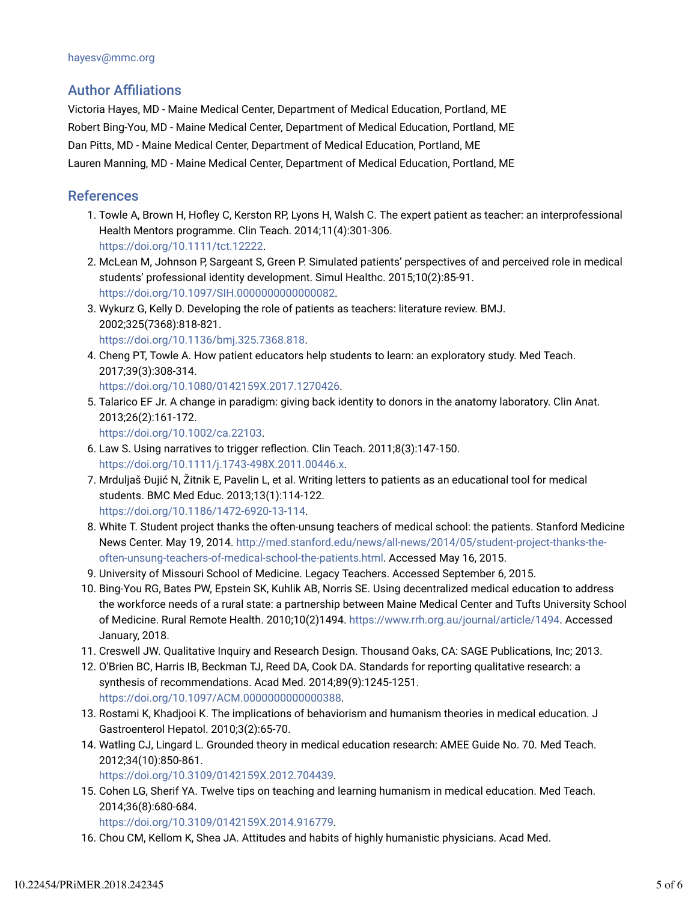hayesv@mmc.org

## Author Affiliations

Victoria Hayes, MD - Maine Medical Center, Department of Medical Education, Portland, ME

Robert Bing-You, MD - Maine Medical Center, Department of Medical Education, Portland, ME

Dan Pitts, MD - Maine Medical Center, Department of Medical Education, Portland, ME

Lauren Manning, MD - Maine Medical Center, Department of Medical Education, Portland, ME

## References

1. Towle A, Brown H, Hofley C, Kerston RP, Lyons H, Walsh C. The expert patient as teacher: an interprofessional Health Mentors programme. Clin Teach. 2014;11(4):301-306. https://doi.org/10.1111/tct.12222.
2. McLean M, Johnson P, Sargeant S, Green P. Simulated patients' perspectives of and perceived role in medical students' professional identity development. Simul Healthc. 2015;10(2):85-91. https://doi.org/10.1097/SIH.0000000000000082.
3. Wykurz G, Kelly D. Developing the role of patients as teachers: literature review. BMJ. 2002;325(7368):818-821. https://doi.org/10.1136/bmj.325.7368.818.
4. Cheng PT, Towle A. How patient educators help students to learn: an exploratory study. Med Teach. 2017;39(3):308-314. https://doi.org/10.1080/0142159X.2017.1270426.
5. Talarico EF Jr. A change in paradigm: giving back identity to donors in the anatomy laboratory. Clin Anat. 2013;26(2):161-172. https://doi.org/10.1002/ca.22103.
6. Law S. Using narratives to trigger reflection. Clin Teach. 2011;8(3):147-150. https://doi.org/10.1111/j.1743-498X.2011.00446.x.
7. Mrduljaš Đujić N, Žitnik E, Pavelin L, et al. Writing letters to patients as an educational tool for medical students. BMC Med Educ. 2013;13(1):114-122. https://doi.org/10.1186/1472-6920-13-114.
8. White T. Student project thanks the often-unsung teachers of medical school: the patients. Stanford Medicine News Center. May 19, 2014. http://med.stanford.edu/news/all-news/2014/05/student-project-thanks-the-often-unsung-teachers-of-medical-school-the-patients.html. Accessed May 16, 2015.
9. University of Missouri School of Medicine. Legacy Teachers. Accessed September 6, 2015.
10. Bing-You RG, Bates PW, Epstein SK, Kuhlik AB, Norris SE. Using decentralized medical education to address the workforce needs of a rural state: a partnership between Maine Medical Center and Tufts University School of Medicine. Rural Remote Health. 2010;10(2)1494. https://www.rrh.org.au/journal/article/1494. Accessed January, 2018.
11. Creswell JW. Qualitative Inquiry and Research Design. Thousand Oaks, CA: SAGE Publications, Inc; 2013.
12. O'Brien BC, Harris IB, Beckman TJ, Reed DA, Cook DA. Standards for reporting qualitative research: a synthesis of recommendations. Acad Med. 2014;89(9):1245-1251. https://doi.org/10.1097/ACM.0000000000000388.
13. Rostami K, Khadjooi K. The implications of behaviorism and humanism theories in medical education. J Gastroenterol Hepatol. 2010;3(2):65-70.
14. Watling CJ, Lingard L. Grounded theory in medical education research: AMEE Guide No. 70. Med Teach. 2012;34(10):850-861. https://doi.org/10.3109/0142159X.2012.704439.
15. Cohen LG, Sherif YA. Twelve tips on teaching and learning humanism in medical education. Med Teach. 2014;36(8):680-684. https://doi.org/10.3109/0142159X.2014.916779.
16. Chou CM, Kellom K, Shea JA. Attitudes and habits of highly humanistic physicians. Acad Med.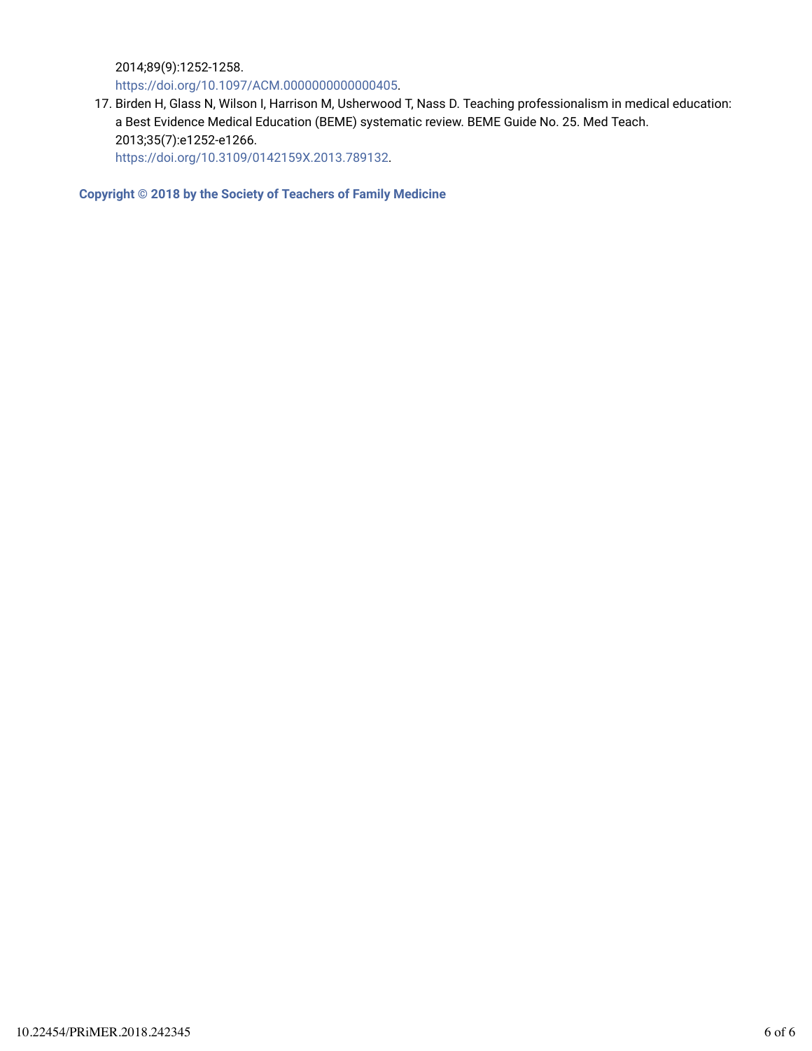2014;89(9):1252-1258.
https://doi.org/10.1097/ACM.0000000000000405.

17. Birden H, Glass N, Wilson I, Harrison M, Usherwood T, Nass D. Teaching professionalism in medical education: a Best Evidence Medical Education (BEME) systematic review. BEME Guide No. 25. Med Teach. 2013;35(7):e1252-e1266.
https://doi.org/10.3109/0142159X.2013.789132.

**Copyright © 2018 by the Society of Teachers of Family Medicine**